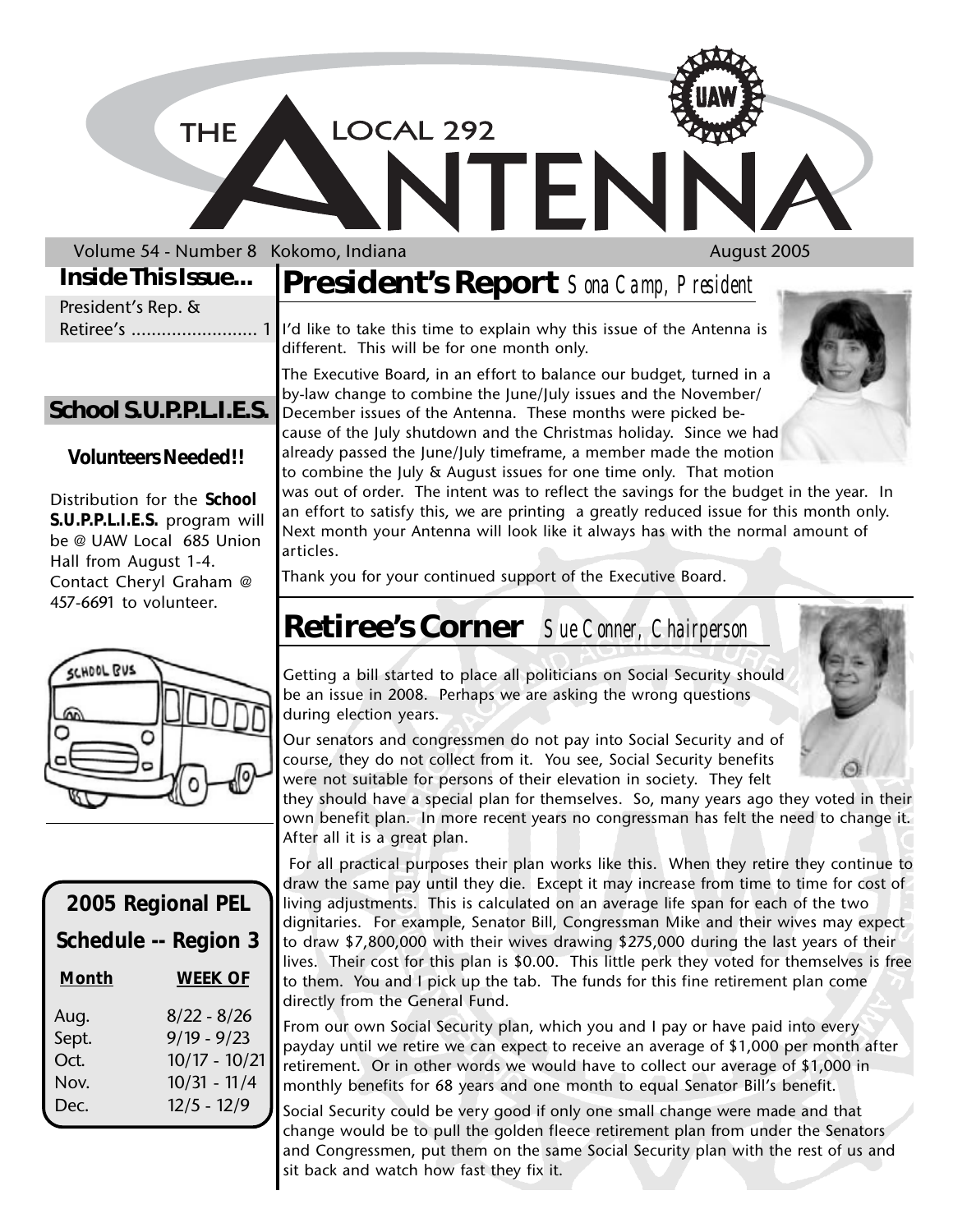# THE LOCAL 292 ANTENNA

Volume 54 - Number 8 Kokomo, Indiana August 2005

## Inside This Issue...

President's Rep. & Retiree's ......................... 1

## School S.U.P.P.L.I.E.S.

**Volunteers Needed!!**

Distribution for the **School S.U.P.P.L.I.E.S.** program will be @ UAW Local 685 Union Hall from August 1-4. Contact Cheryl Graham @ 457-6691 to volunteer.

| 2005 Regional PEL Schedule -- Region 3 | |
|---|---|
| **Month** | **WEEK OF** |
| Aug. | 8/22 - 8/26 |
| Sept. | 9/19 - 9/23 |
| Oct. | 10/17 - 10/21 |
| Nov. | 10/31 - 11/4 |
| Dec. | 12/5 - 12/9 |

## President's Report *Sona Camp, President*

I'd like to take this time to explain why this issue of the Antenna is different. This will be for one month only.

The Executive Board, in an effort to balance our budget, turned in a by-law change to combine the June/July issues and the November/December issues of the Antenna. These months were picked because of the July shutdown and the Christmas holiday. Since we had already passed the June/July timeframe, a member made the motion to combine the July & August issues for one time only. That motion was out of order. The intent was to reflect the savings for the budget in the year. In an effort to satisfy this, we are printing a greatly reduced issue for this month only. Next month your Antenna will look like it always has with the normal amount of articles.

Thank you for your continued support of the Executive Board.

## Retiree's Corner *Sue Conner, Chairperson*

Getting a bill started to place all politicians on Social Security should be an issue in 2008. Perhaps we are asking the wrong questions during election years.

Our senators and congressmen do not pay into Social Security and of course, they do not collect from it. You see, Social Security benefits were not suitable for persons of their elevation in society. They felt they should have a special plan for themselves. So, many years ago they voted in their own benefit plan. In more recent years no congressman has felt the need to change it. After all it is a great plan.

For all practical purposes their plan works like this. When they retire they continue to draw the same pay until they die. Except it may increase from time to time for cost of living adjustments. This is calculated on an average life span for each of the two dignitaries. For example, Senator Bill, Congressman Mike and their wives may expect to draw $7,800,000 with their wives drawing $275,000 during the last years of their lives. Their cost for this plan is $0.00. This little perk they voted for themselves is free to them. You and I pick up the tab. The funds for this fine retirement plan come directly from the General Fund.

From our own Social Security plan, which you and I pay or have paid into every payday until we retire we can expect to receive an average of $1,000 per month after retirement. Or in other words we would have to collect our average of $1,000 in monthly benefits for 68 years and one month to equal Senator Bill's benefit.

Social Security could be very good if only one small change were made and that change would be to pull the golden fleece retirement plan from under the Senators and Congressmen, put them on the same Social Security plan with the rest of us and sit back and watch how fast they fix it.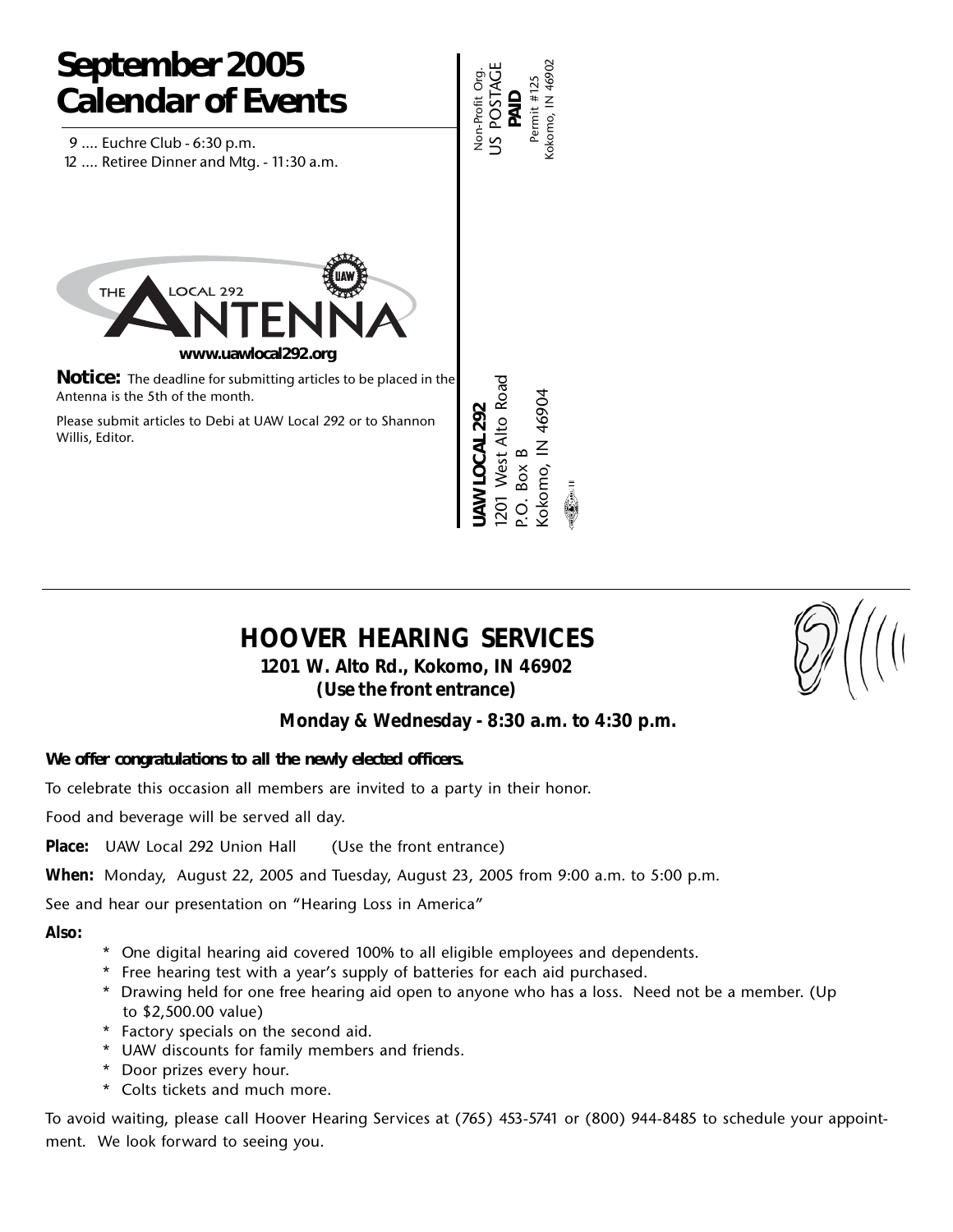# September 2005 Calendar of Events

9 .... Euchre Club - 6:30 p.m.
12 .... Retiree Dinner and Mtg. - 11:30 a.m.

Non-Profit Org.
US POSTAGE
**PAID**
Permit #125
Kokomo, IN 46902

THE LOCAL 292 ANTENNA

www.uawlocal292.org

**Notice:** The deadline for submitting articles to be placed in the Antenna is the 5th of the month.

Please submit articles to Debi at UAW Local 292 or to Shannon Willis, Editor.

**UAW LOCAL 292**
1201 West Alto Road
P.O. Box B
Kokomo, IN 46904

## HOOVER HEARING SERVICES

**1201 W. Alto Rd., Kokomo, IN 46902**
**(Use the front entrance)**

**Monday & Wednesday - 8:30 a.m. to 4:30 p.m.**

***We offer congratulations to all the newly elected officers.***

To celebrate this occasion all members are invited to a party in their honor.

Food and beverage will be served all day.

**Place:** UAW Local 292 Union Hall (Use the front entrance)

**When:** Monday, August 22, 2005 and Tuesday, August 23, 2005 from 9:00 a.m. to 5:00 p.m.

See and hear our presentation on "Hearing Loss in America"

**Also:**

- One digital hearing aid covered 100% to all eligible employees and dependents.
- Free hearing test with a year's supply of batteries for each aid purchased.
- Drawing held for one free hearing aid open to anyone who has a loss. Need not be a member. (Up to $2,500.00 value)
- Factory specials on the second aid.
- UAW discounts for family members and friends.
- Door prizes every hour.
- Colts tickets and much more.

To avoid waiting, please call Hoover Hearing Services at (765) 453-5741 or (800) 944-8485 to schedule your appointment. We look forward to seeing you.